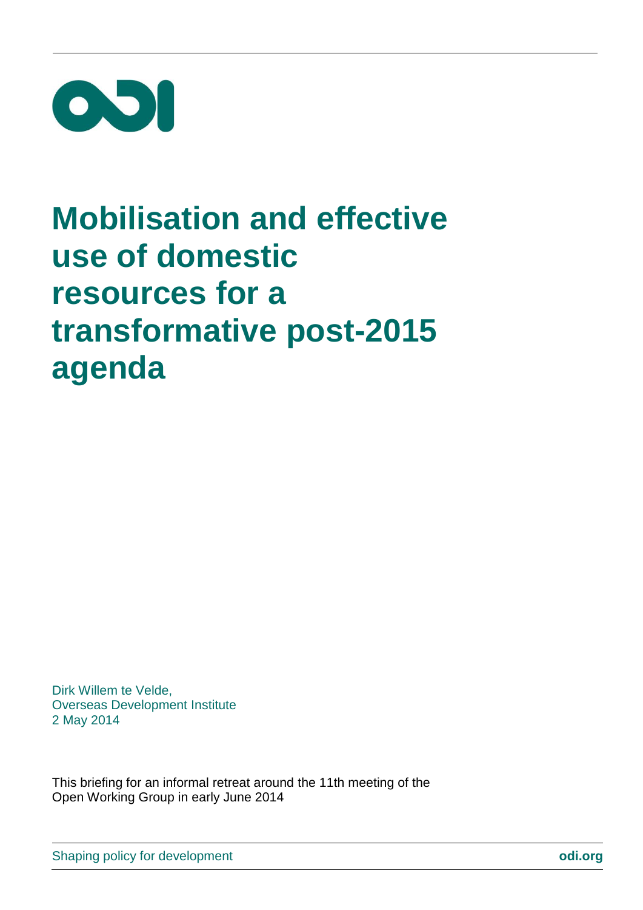# Mobilisation and effective use of domestic resources for a transformative post-2015 agenda

Dirk Willem te Velde,
Overseas Development Institute
2 May 2014

This briefing for an informal retreat around the 11th meeting of the Open Working Group in early June 2014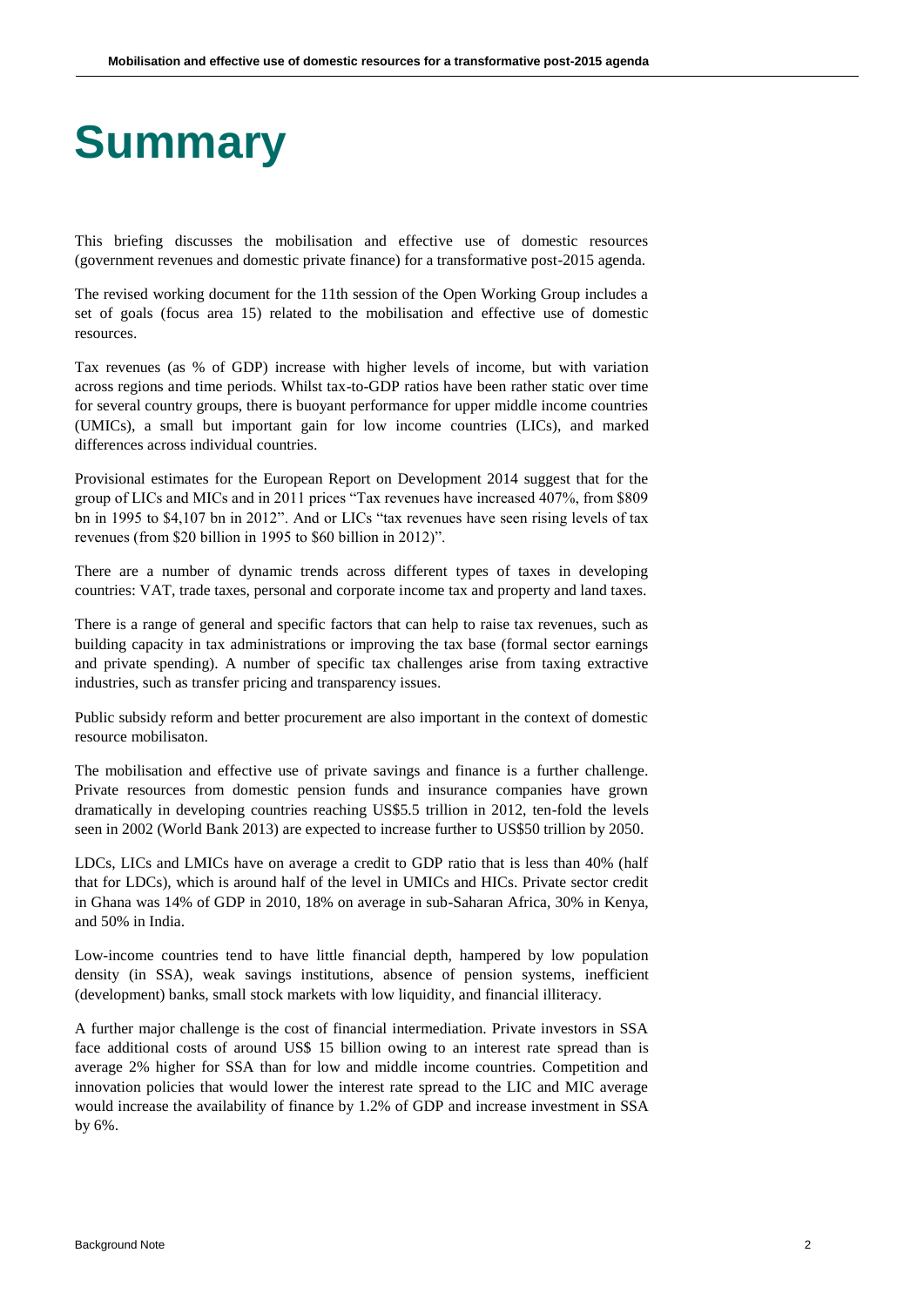# Summary

This briefing discusses the mobilisation and effective use of domestic resources (government revenues and domestic private finance) for a transformative post-2015 agenda.

The revised working document for the 11th session of the Open Working Group includes a set of goals (focus area 15) related to the mobilisation and effective use of domestic resources.

Tax revenues (as % of GDP) increase with higher levels of income, but with variation across regions and time periods. Whilst tax-to-GDP ratios have been rather static over time for several country groups, there is buoyant performance for upper middle income countries (UMICs), a small but important gain for low income countries (LICs), and marked differences across individual countries.

Provisional estimates for the European Report on Development 2014 suggest that for the group of LICs and MICs and in 2011 prices "Tax revenues have increased 407%, from $809 bn in 1995 to $4,107 bn in 2012". And or LICs "tax revenues have seen rising levels of tax revenues (from $20 billion in 1995 to $60 billion in 2012)".

There are a number of dynamic trends across different types of taxes in developing countries: VAT, trade taxes, personal and corporate income tax and property and land taxes.

There is a range of general and specific factors that can help to raise tax revenues, such as building capacity in tax administrations or improving the tax base (formal sector earnings and private spending). A number of specific tax challenges arise from taxing extractive industries, such as transfer pricing and transparency issues.

Public subsidy reform and better procurement are also important in the context of domestic resource mobilisaton.

The mobilisation and effective use of private savings and finance is a further challenge. Private resources from domestic pension funds and insurance companies have grown dramatically in developing countries reaching US$5.5 trillion in 2012, ten-fold the levels seen in 2002 (World Bank 2013) are expected to increase further to US$50 trillion by 2050.

LDCs, LICs and LMICs have on average a credit to GDP ratio that is less than 40% (half that for LDCs), which is around half of the level in UMICs and HICs. Private sector credit in Ghana was 14% of GDP in 2010, 18% on average in sub-Saharan Africa, 30% in Kenya, and 50% in India.

Low-income countries tend to have little financial depth, hampered by low population density (in SSA), weak savings institutions, absence of pension systems, inefficient (development) banks, small stock markets with low liquidity, and financial illiteracy.

A further major challenge is the cost of financial intermediation. Private investors in SSA face additional costs of around US$ 15 billion owing to an interest rate spread than is average 2% higher for SSA than for low and middle income countries. Competition and innovation policies that would lower the interest rate spread to the LIC and MIC average would increase the availability of finance by 1.2% of GDP and increase investment in SSA by 6%.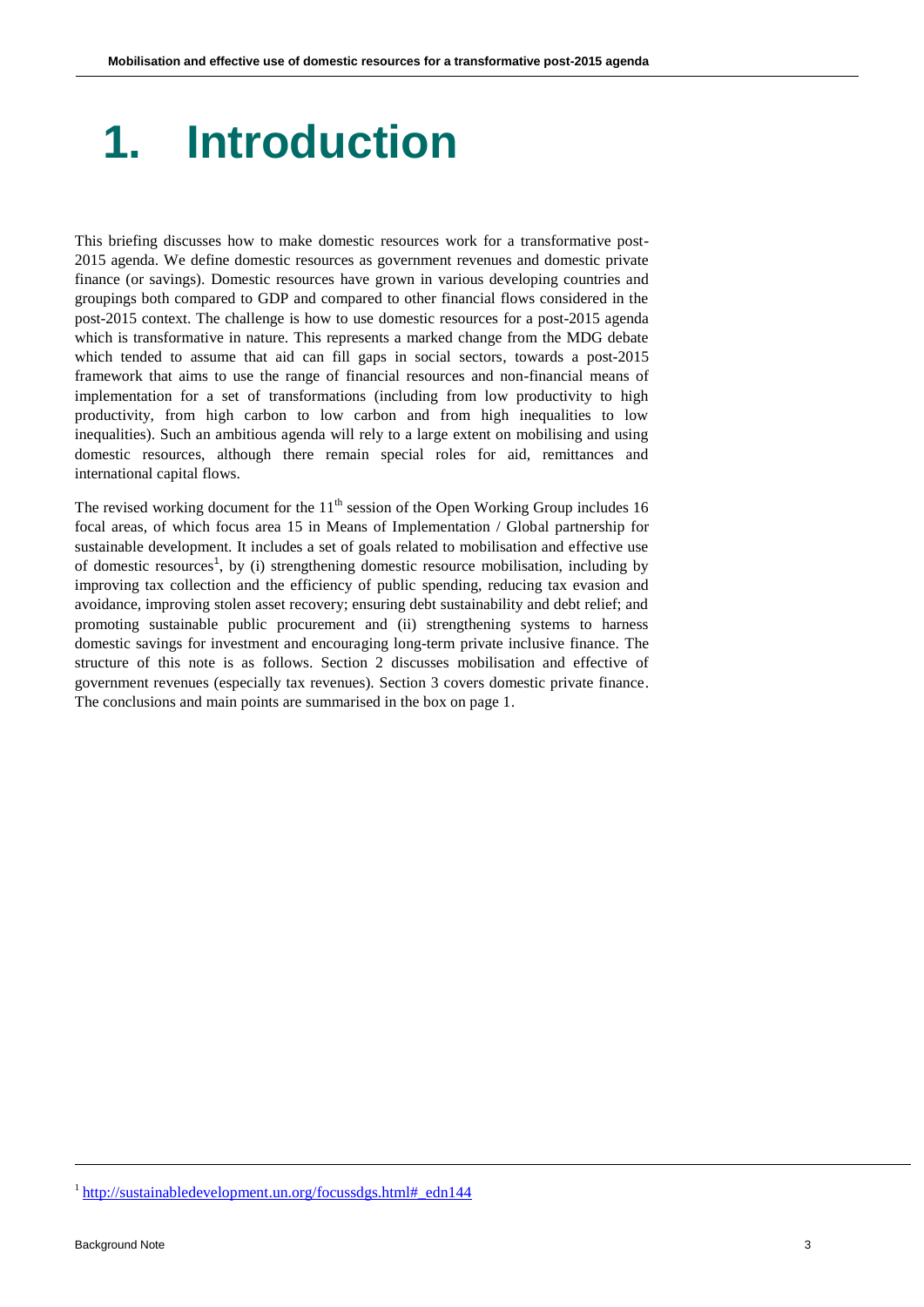# 1. Introduction

This briefing discusses how to make domestic resources work for a transformative post-2015 agenda. We define domestic resources as government revenues and domestic private finance (or savings). Domestic resources have grown in various developing countries and groupings both compared to GDP and compared to other financial flows considered in the post-2015 context. The challenge is how to use domestic resources for a post-2015 agenda which is transformative in nature. This represents a marked change from the MDG debate which tended to assume that aid can fill gaps in social sectors, towards a post-2015 framework that aims to use the range of financial resources and non-financial means of implementation for a set of transformations (including from low productivity to high productivity, from high carbon to low carbon and from high inequalities to low inequalities). Such an ambitious agenda will rely to a large extent on mobilising and using domestic resources, although there remain special roles for aid, remittances and international capital flows.

The revised working document for the 11th session of the Open Working Group includes 16 focal areas, of which focus area 15 in Means of Implementation / Global partnership for sustainable development. It includes a set of goals related to mobilisation and effective use of domestic resources[1], by (i) strengthening domestic resource mobilisation, including by improving tax collection and the efficiency of public spending, reducing tax evasion and avoidance, improving stolen asset recovery; ensuring debt sustainability and debt relief; and promoting sustainable public procurement and (ii) strengthening systems to harness domestic savings for investment and encouraging long-term private inclusive finance. The structure of this note is as follows. Section 2 discusses mobilisation and effective of government revenues (especially tax revenues). Section 3 covers domestic private finance. The conclusions and main points are summarised in the box on page 1.

---

[1] http://sustainabledevelopment.un.org/focussdgs.html#_edn144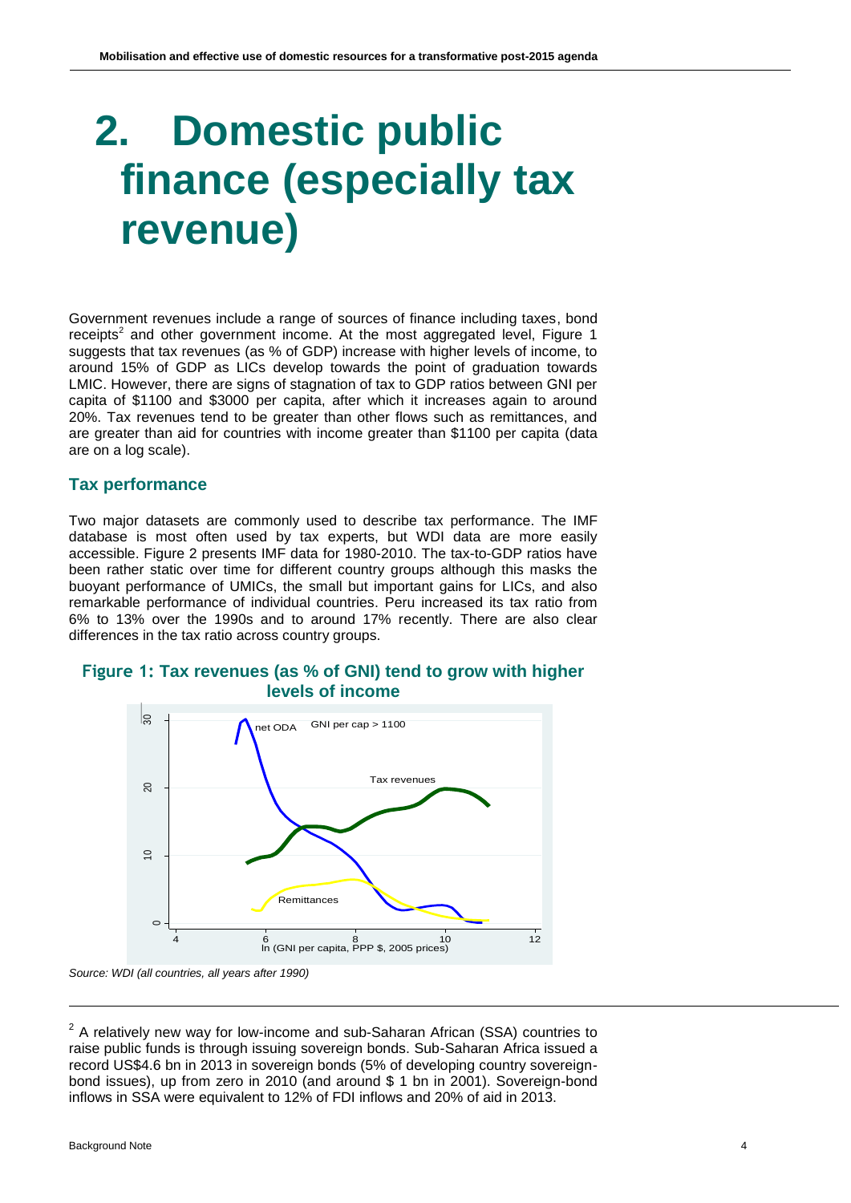# 2. Domestic public finance (especially tax revenue)

Government revenues include a range of sources of finance including taxes, bond receipts[2] and other government income. At the most aggregated level, Figure 1 suggests that tax revenues (as % of GDP) increase with higher levels of income, to around 15% of GDP as LICs develop towards the point of graduation towards LMIC. However, there are signs of stagnation of tax to GDP ratios between GNI per capita of $1100 and $3000 per capita, after which it increases again to around 20%. Tax revenues tend to be greater than other flows such as remittances, and are greater than aid for countries with income greater than $1100 per capita (data are on a log scale).

## Tax performance

Two major datasets are commonly used to describe tax performance. The IMF database is most often used by tax experts, but WDI data are more easily accessible. Figure 2 presents IMF data for 1980-2010. The tax-to-GDP ratios have been rather static over time for different country groups although this masks the buoyant performance of UMICs, the small but important gains for LICs, and also remarkable performance of individual countries. Peru increased its tax ratio from 6% to 13% over the 1990s and to around 17% recently. There are also clear differences in the tax ratio across country groups.

**Figure 1: Tax revenues (as % of GNI) tend to grow with higher levels of income**

*Source: WDI (all countries, all years after 1990)*

[2] A relatively new way for low-income and sub-Saharan African (SSA) countries to raise public funds is through issuing sovereign bonds. Sub-Saharan Africa issued a record US$4.6 bn in 2013 in sovereign bonds (5% of developing country sovereign-bond issues), up from zero in 2010 (and around $ 1 bn in 2001). Sovereign-bond inflows in SSA were equivalent to 12% of FDI inflows and 20% of aid in 2013.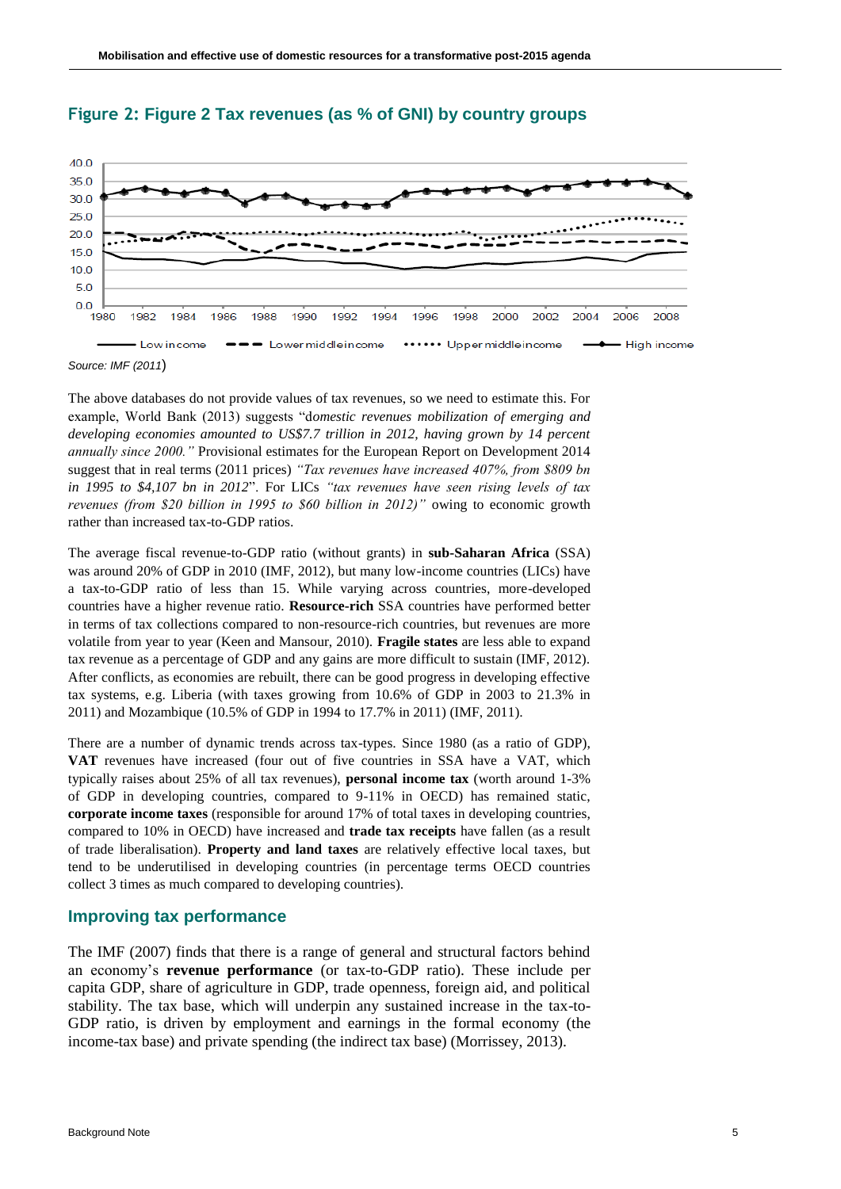## Figure 2: Figure 2 Tax revenues (as % of GNI) by country groups

Source: IMF (2011)

The above databases do not provide values of tax revenues, so we need to estimate this. For example, World Bank (2013) suggests "d*omestic revenues mobilization of emerging and developing economies amounted to US$7.7 trillion in 2012, having grown by 14 percent annually since 2000."* Provisional estimates for the European Report on Development 2014 suggest that in real terms (2011 prices) *"Tax revenues have increased 407%, from $809 bn in 1995 to $4,107 bn in 2012*". For LICs *"tax revenues have seen rising levels of tax revenues (from $20 billion in 1995 to $60 billion in 2012)"* owing to economic growth rather than increased tax-to-GDP ratios.

The average fiscal revenue-to-GDP ratio (without grants) in **sub-Saharan Africa** (SSA) was around 20% of GDP in 2010 (IMF, 2012), but many low-income countries (LICs) have a tax-to-GDP ratio of less than 15. While varying across countries, more-developed countries have a higher revenue ratio. **Resource-rich** SSA countries have performed better in terms of tax collections compared to non-resource-rich countries, but revenues are more volatile from year to year (Keen and Mansour, 2010). **Fragile states** are less able to expand tax revenue as a percentage of GDP and any gains are more difficult to sustain (IMF, 2012). After conflicts, as economies are rebuilt, there can be good progress in developing effective tax systems, e.g. Liberia (with taxes growing from 10.6% of GDP in 2003 to 21.3% in 2011) and Mozambique (10.5% of GDP in 1994 to 17.7% in 2011) (IMF, 2011).

There are a number of dynamic trends across tax-types. Since 1980 (as a ratio of GDP), **VAT** revenues have increased (four out of five countries in SSA have a VAT, which typically raises about 25% of all tax revenues), **personal income tax** (worth around 1-3% of GDP in developing countries, compared to 9-11% in OECD) has remained static, **corporate income taxes** (responsible for around 17% of total taxes in developing countries, compared to 10% in OECD) have increased and **trade tax receipts** have fallen (as a result of trade liberalisation). **Property and land taxes** are relatively effective local taxes, but tend to be underutilised in developing countries (in percentage terms OECD countries collect 3 times as much compared to developing countries).

## Improving tax performance

The IMF (2007) finds that there is a range of general and structural factors behind an economy's **revenue performance** (or tax-to-GDP ratio). These include per capita GDP, share of agriculture in GDP, trade openness, foreign aid, and political stability. The tax base, which will underpin any sustained increase in the tax-to-GDP ratio, is driven by employment and earnings in the formal economy (the income-tax base) and private spending (the indirect tax base) (Morrissey, 2013).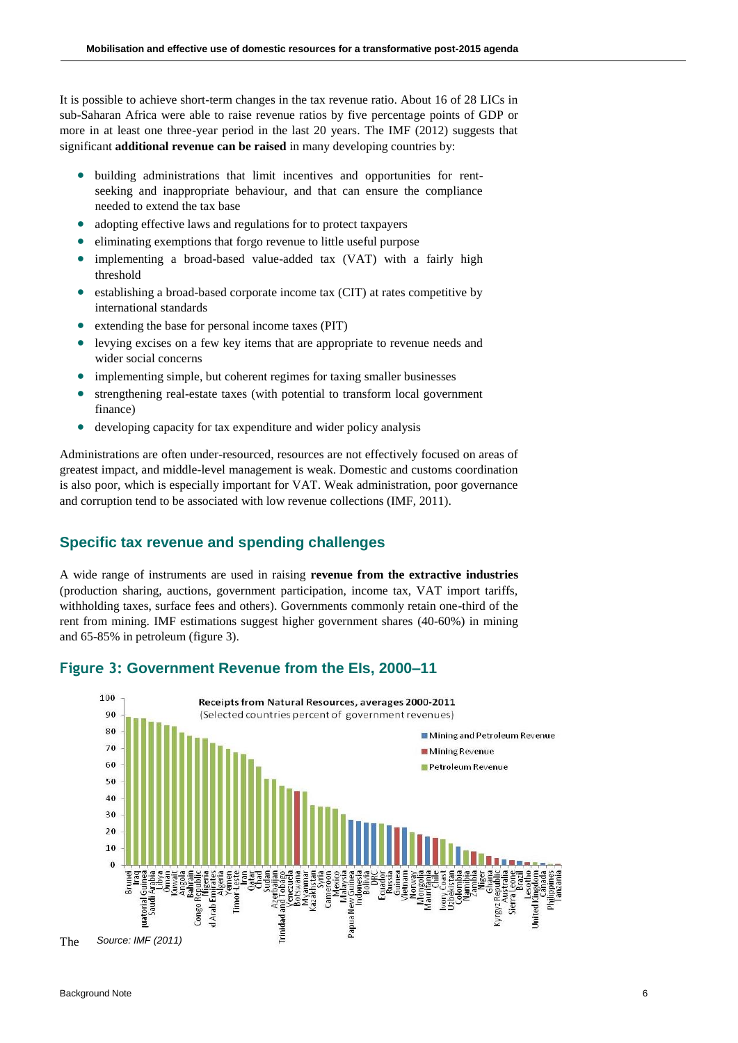It is possible to achieve short-term changes in the tax revenue ratio. About 16 of 28 LICs in sub-Saharan Africa were able to raise revenue ratios by five percentage points of GDP or more in at least one three-year period in the last 20 years. The IMF (2012) suggests that significant **additional revenue can be raised** in many developing countries by:

- building administrations that limit incentives and opportunities for rent-seeking and inappropriate behaviour, and that can ensure the compliance needed to extend the tax base
- adopting effective laws and regulations for to protect taxpayers
- eliminating exemptions that forgo revenue to little useful purpose
- implementing a broad-based value-added tax (VAT) with a fairly high threshold
- establishing a broad-based corporate income tax (CIT) at rates competitive by international standards
- extending the base for personal income taxes (PIT)
- levying excises on a few key items that are appropriate to revenue needs and wider social concerns
- implementing simple, but coherent regimes for taxing smaller businesses
- strengthening real-estate taxes (with potential to transform local government finance)
- developing capacity for tax expenditure and wider policy analysis

Administrations are often under-resourced, resources are not effectively focused on areas of greatest impact, and middle-level management is weak. Domestic and customs coordination is also poor, which is especially important for VAT. Weak administration, poor governance and corruption tend to be associated with low revenue collections (IMF, 2011).

## Specific tax revenue and spending challenges

A wide range of instruments are used in raising **revenue from the extractive industries** (production sharing, auctions, government participation, income tax, VAT import tariffs, withholding taxes, surface fees and others). Governments commonly retain one-third of the rent from mining. IMF estimations suggest higher government shares (40-60%) in mining and 65-85% in petroleum (figure 3).

### Figure 3: Government Revenue from the EIs, 2000–11

Receipts from Natural Resources, averages 2000-2011 (Selected countries percent of government revenues)

*Source: IMF (2011)*

The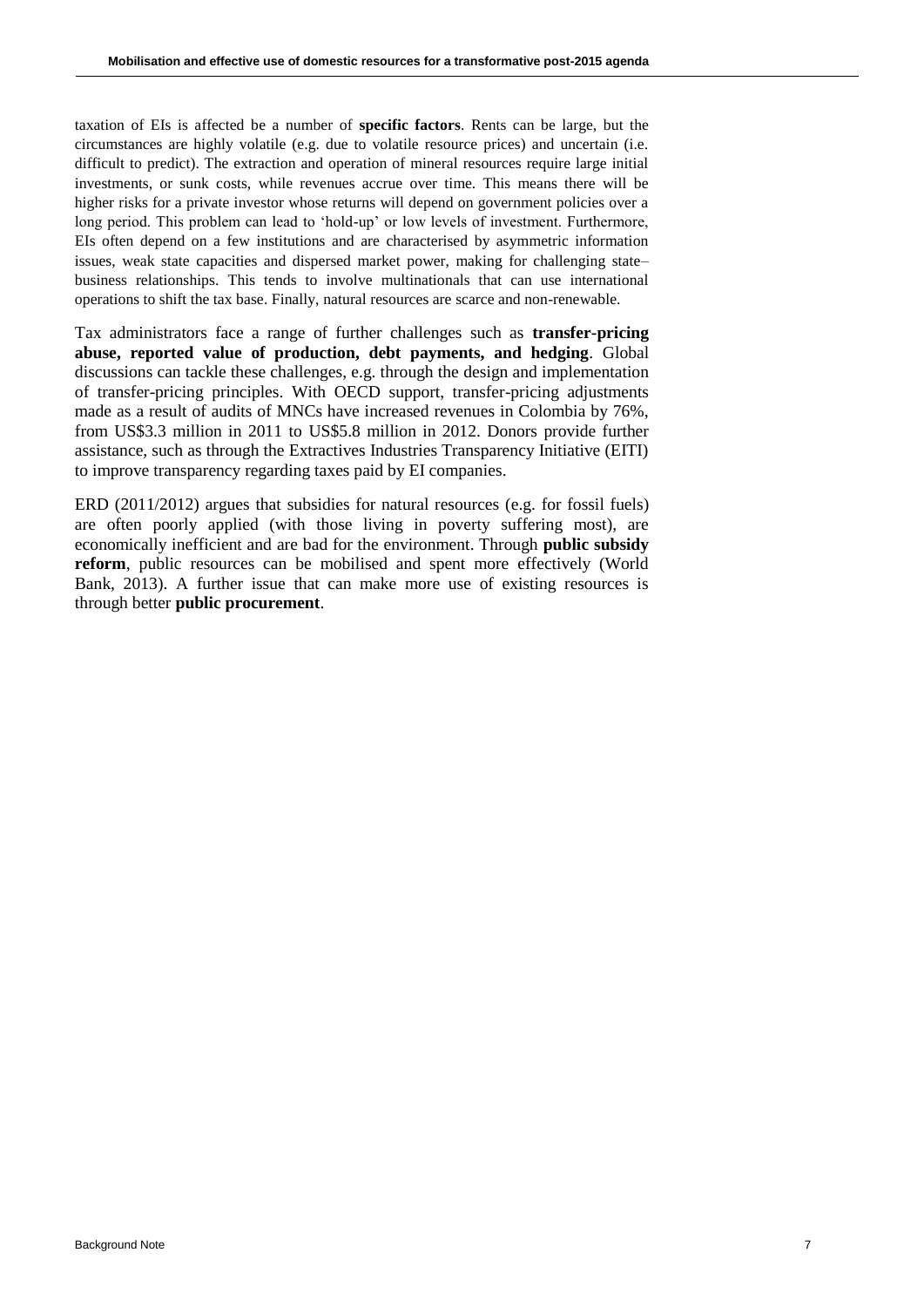taxation of EIs is affected be a number of **specific factors**. Rents can be large, but the circumstances are highly volatile (e.g. due to volatile resource prices) and uncertain (i.e. difficult to predict). The extraction and operation of mineral resources require large initial investments, or sunk costs, while revenues accrue over time. This means there will be higher risks for a private investor whose returns will depend on government policies over a long period. This problem can lead to 'hold-up' or low levels of investment. Furthermore, EIs often depend on a few institutions and are characterised by asymmetric information issues, weak state capacities and dispersed market power, making for challenging state–business relationships. This tends to involve multinationals that can use international operations to shift the tax base. Finally, natural resources are scarce and non-renewable.

Tax administrators face a range of further challenges such as **transfer-pricing abuse, reported value of production, debt payments, and hedging**. Global discussions can tackle these challenges, e.g. through the design and implementation of transfer-pricing principles. With OECD support, transfer-pricing adjustments made as a result of audits of MNCs have increased revenues in Colombia by 76%, from US$3.3 million in 2011 to US$5.8 million in 2012. Donors provide further assistance, such as through the Extractives Industries Transparency Initiative (EITI) to improve transparency regarding taxes paid by EI companies.

ERD (2011/2012) argues that subsidies for natural resources (e.g. for fossil fuels) are often poorly applied (with those living in poverty suffering most), are economically inefficient and are bad for the environment. Through **public subsidy reform**, public resources can be mobilised and spent more effectively (World Bank, 2013). A further issue that can make more use of existing resources is through better **public procurement**.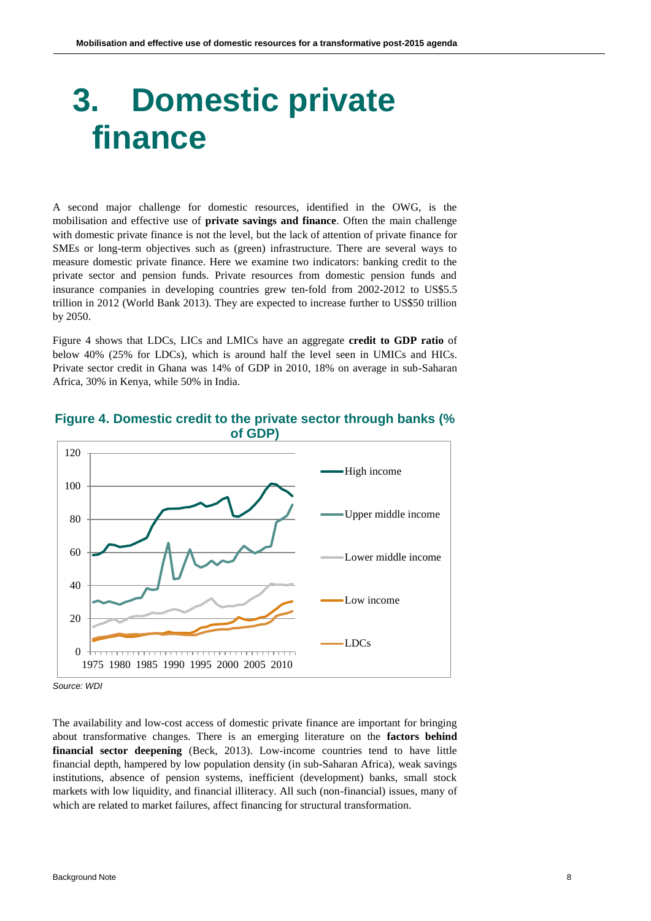# 3. Domestic private finance

A second major challenge for domestic resources, identified in the OWG, is the mobilisation and effective use of **private savings and finance**. Often the main challenge with domestic private finance is not the level, but the lack of attention of private finance for SMEs or long-term objectives such as (green) infrastructure. There are several ways to measure domestic private finance. Here we examine two indicators: banking credit to the private sector and pension funds. Private resources from domestic pension funds and insurance companies in developing countries grew ten-fold from 2002-2012 to US$5.5 trillion in 2012 (World Bank 2013). They are expected to increase further to US$50 trillion by 2050.

Figure 4 shows that LDCs, LICs and LMICs have an aggregate **credit to GDP ratio** of below 40% (25% for LDCs), which is around half the level seen in UMICs and HICs. Private sector credit in Ghana was 14% of GDP in 2010, 18% on average in sub-Saharan Africa, 30% in Kenya, while 50% in India.

**Figure 4. Domestic credit to the private sector through banks (% of GDP)**

*Source: WDI*

The availability and low-cost access of domestic private finance are important for bringing about transformative changes. There is an emerging literature on the **factors behind financial sector deepening** (Beck, 2013). Low-income countries tend to have little financial depth, hampered by low population density (in sub-Saharan Africa), weak savings institutions, absence of pension systems, inefficient (development) banks, small stock markets with low liquidity, and financial illiteracy. All such (non-financial) issues, many of which are related to market failures, affect financing for structural transformation.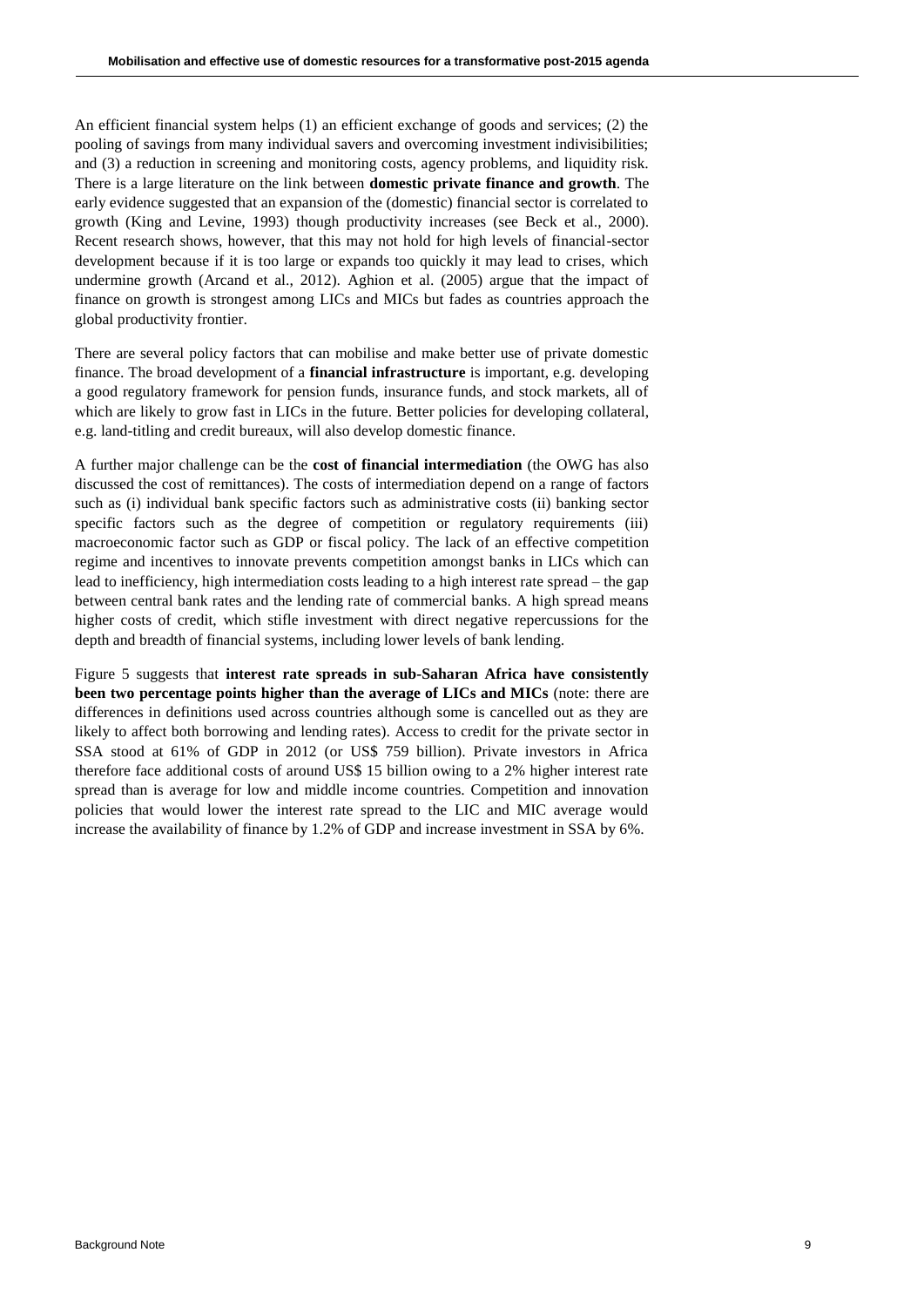An efficient financial system helps (1) an efficient exchange of goods and services; (2) the pooling of savings from many individual savers and overcoming investment indivisibilities; and (3) a reduction in screening and monitoring costs, agency problems, and liquidity risk. There is a large literature on the link between **domestic private finance and growth**. The early evidence suggested that an expansion of the (domestic) financial sector is correlated to growth (King and Levine, 1993) though productivity increases (see Beck et al., 2000). Recent research shows, however, that this may not hold for high levels of financial-sector development because if it is too large or expands too quickly it may lead to crises, which undermine growth (Arcand et al., 2012). Aghion et al. (2005) argue that the impact of finance on growth is strongest among LICs and MICs but fades as countries approach the global productivity frontier.

There are several policy factors that can mobilise and make better use of private domestic finance. The broad development of a **financial infrastructure** is important, e.g. developing a good regulatory framework for pension funds, insurance funds, and stock markets, all of which are likely to grow fast in LICs in the future. Better policies for developing collateral, e.g. land-titling and credit bureaux, will also develop domestic finance.

A further major challenge can be the **cost of financial intermediation** (the OWG has also discussed the cost of remittances). The costs of intermediation depend on a range of factors such as (i) individual bank specific factors such as administrative costs (ii) banking sector specific factors such as the degree of competition or regulatory requirements (iii) macroeconomic factor such as GDP or fiscal policy. The lack of an effective competition regime and incentives to innovate prevents competition amongst banks in LICs which can lead to inefficiency, high intermediation costs leading to a high interest rate spread – the gap between central bank rates and the lending rate of commercial banks. A high spread means higher costs of credit, which stifle investment with direct negative repercussions for the depth and breadth of financial systems, including lower levels of bank lending.

Figure 5 suggests that **interest rate spreads in sub-Saharan Africa have consistently been two percentage points higher than the average of LICs and MICs** (note: there are differences in definitions used across countries although some is cancelled out as they are likely to affect both borrowing and lending rates). Access to credit for the private sector in SSA stood at 61% of GDP in 2012 (or US$ 759 billion). Private investors in Africa therefore face additional costs of around US$ 15 billion owing to a 2% higher interest rate spread than is average for low and middle income countries. Competition and innovation policies that would lower the interest rate spread to the LIC and MIC average would increase the availability of finance by 1.2% of GDP and increase investment in SSA by 6%.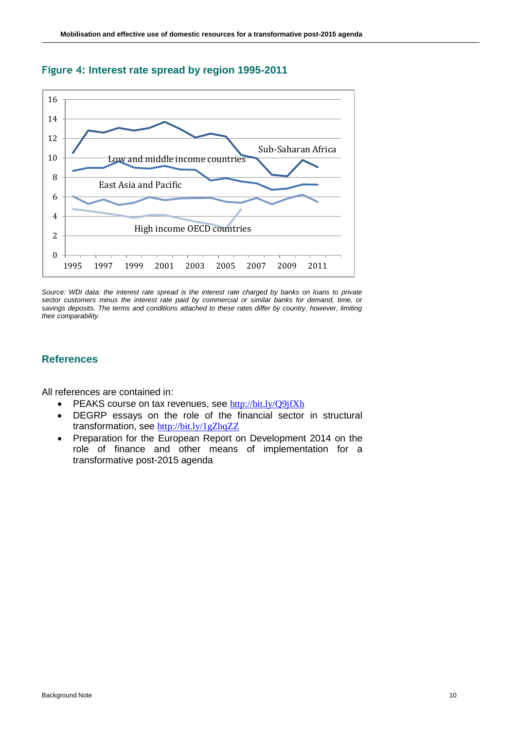## Figure 4: Interest rate spread by region 1995-2011

16
14
12
10
8
6
4
2
0

1995 1997 1999 2001 2003 2005 2007 2009 2011

Sub-Saharan Africa
Low and middle income countries
East Asia and Pacific
High income OECD countries

*Source: WDI data: the interest rate spread is the interest rate charged by banks on loans to private sector customers minus the interest rate paid by commercial or similar banks for demand, time, or savings deposits. The terms and conditions attached to these rates differ by country, however, limiting their comparability.*

## References

All references are contained in:

- PEAKS course on tax revenues, see http://bit.ly/Q9jfXh
- DEGRP essays on the role of the financial sector in structural transformation, see http://bit.ly/1gZbqZZ
- Preparation for the European Report on Development 2014 on the role of finance and other means of implementation for a transformative post-2015 agenda